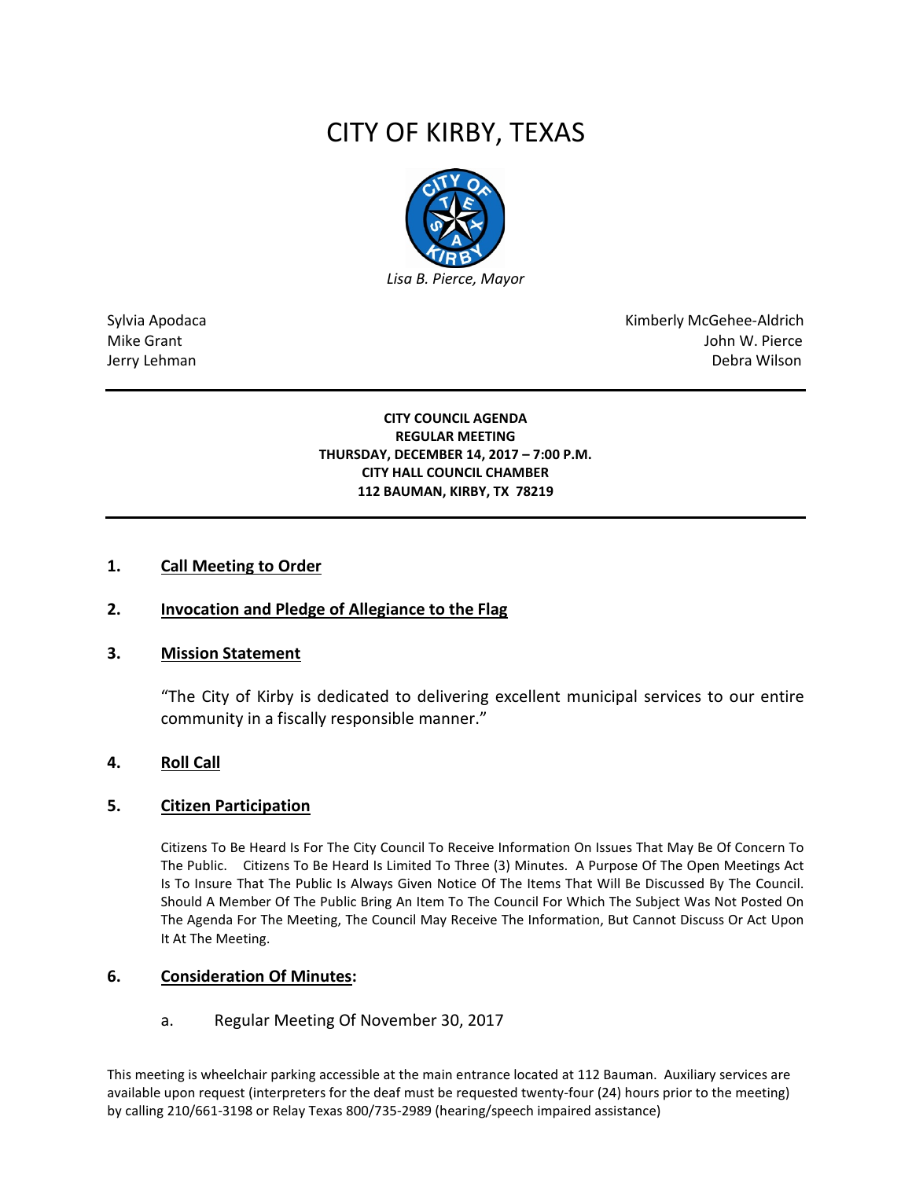# CITY OF KIRBY, TEXAS

*Lisa B. Pierce, Mayor*

Sylvia Apodaca
Mike Grant
Jerry Lehman

Kimberly McGehee-Aldrich
John W. Pierce
Debra Wilson

---

**CITY COUNCIL AGENDA**
**REGULAR MEETING**
**THURSDAY, DECEMBER 14, 2017 – 7:00 P.M.**
**CITY HALL COUNCIL CHAMBER**
**112 BAUMAN, KIRBY, TX 78219**

---

## 1. Call Meeting to Order

## 2. Invocation and Pledge of Allegiance to the Flag

## 3. Mission Statement

"The City of Kirby is dedicated to delivering excellent municipal services to our entire community in a fiscally responsible manner."

## 4. Roll Call

## 5. Citizen Participation

Citizens To Be Heard Is For The City Council To Receive Information On Issues That May Be Of Concern To The Public. Citizens To Be Heard Is Limited To Three (3) Minutes. A Purpose Of The Open Meetings Act Is To Insure That The Public Is Always Given Notice Of The Items That Will Be Discussed By The Council. Should A Member Of The Public Bring An Item To The Council For Which The Subject Was Not Posted On The Agenda For The Meeting, The Council May Receive The Information, But Cannot Discuss Or Act Upon It At The Meeting.

## 6. Consideration Of Minutes:

a. Regular Meeting Of November 30, 2017

This meeting is wheelchair parking accessible at the main entrance located at 112 Bauman. Auxiliary services are available upon request (interpreters for the deaf must be requested twenty-four (24) hours prior to the meeting) by calling 210/661-3198 or Relay Texas 800/735-2989 (hearing/speech impaired assistance)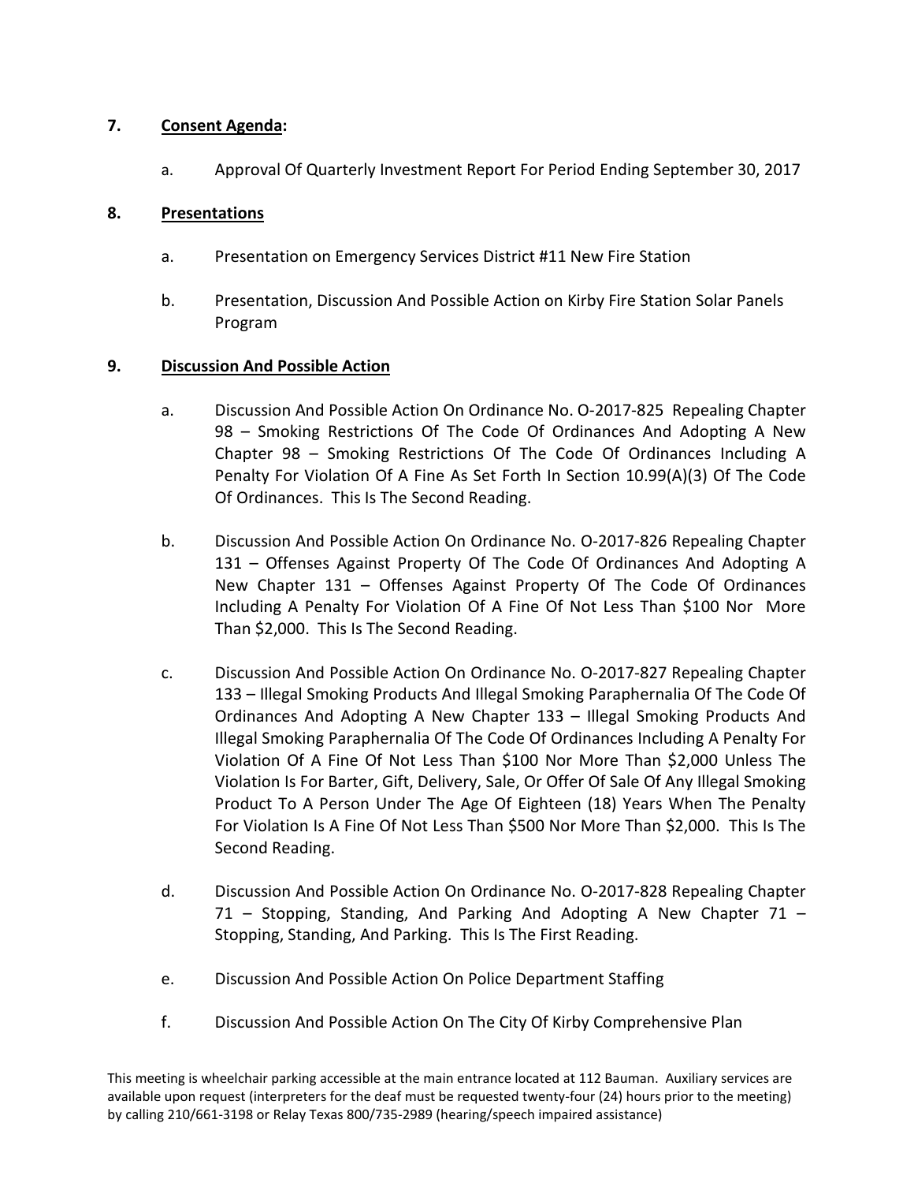**7. Consent Agenda:**

a. Approval Of Quarterly Investment Report For Period Ending September 30, 2017

**8. Presentations**

a. Presentation on Emergency Services District #11 New Fire Station

b. Presentation, Discussion And Possible Action on Kirby Fire Station Solar Panels Program

**9. Discussion And Possible Action**

a. Discussion And Possible Action On Ordinance No. O-2017-825 Repealing Chapter 98 – Smoking Restrictions Of The Code Of Ordinances And Adopting A New Chapter 98 – Smoking Restrictions Of The Code Of Ordinances Including A Penalty For Violation Of A Fine As Set Forth In Section 10.99(A)(3) Of The Code Of Ordinances. This Is The Second Reading.

b. Discussion And Possible Action On Ordinance No. O-2017-826 Repealing Chapter 131 – Offenses Against Property Of The Code Of Ordinances And Adopting A New Chapter 131 – Offenses Against Property Of The Code Of Ordinances Including A Penalty For Violation Of A Fine Of Not Less Than $100 Nor More Than $2,000. This Is The Second Reading.

c. Discussion And Possible Action On Ordinance No. O-2017-827 Repealing Chapter 133 – Illegal Smoking Products And Illegal Smoking Paraphernalia Of The Code Of Ordinances And Adopting A New Chapter 133 – Illegal Smoking Products And Illegal Smoking Paraphernalia Of The Code Of Ordinances Including A Penalty For Violation Of A Fine Of Not Less Than $100 Nor More Than $2,000 Unless The Violation Is For Barter, Gift, Delivery, Sale, Or Offer Of Sale Of Any Illegal Smoking Product To A Person Under The Age Of Eighteen (18) Years When The Penalty For Violation Is A Fine Of Not Less Than $500 Nor More Than $2,000. This Is The Second Reading.

d. Discussion And Possible Action On Ordinance No. O-2017-828 Repealing Chapter 71 – Stopping, Standing, And Parking And Adopting A New Chapter 71 – Stopping, Standing, And Parking. This Is The First Reading.

e. Discussion And Possible Action On Police Department Staffing

f. Discussion And Possible Action On The City Of Kirby Comprehensive Plan

This meeting is wheelchair parking accessible at the main entrance located at 112 Bauman. Auxiliary services are available upon request (interpreters for the deaf must be requested twenty-four (24) hours prior to the meeting) by calling 210/661-3198 or Relay Texas 800/735-2989 (hearing/speech impaired assistance)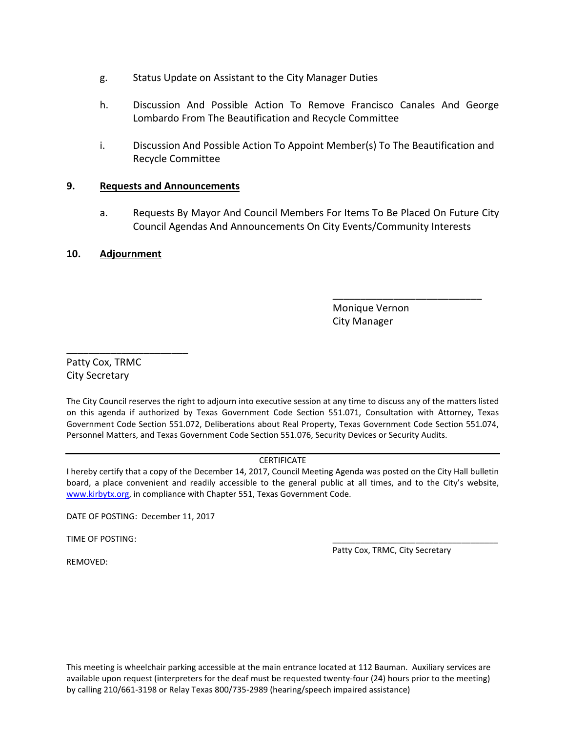g. Status Update on Assistant to the City Manager Duties

h. Discussion And Possible Action To Remove Francisco Canales And George Lombardo From The Beautification and Recycle Committee

i. Discussion And Possible Action To Appoint Member(s) To The Beautification and Recycle Committee

**9. Requests and Announcements**

a. Requests By Mayor And Council Members For Items To Be Placed On Future City Council Agendas And Announcements On City Events/Community Interests

**10. Adjournment**

___________________________
Monique Vernon
City Manager

______________________
Patty Cox, TRMC
City Secretary

The City Council reserves the right to adjourn into executive session at any time to discuss any of the matters listed on this agenda if authorized by Texas Government Code Section 551.071, Consultation with Attorney, Texas Government Code Section 551.072, Deliberations about Real Property, Texas Government Code Section 551.074, Personnel Matters, and Texas Government Code Section 551.076, Security Devices or Security Audits.

---

CERTIFICATE

I hereby certify that a copy of the December 14, 2017, Council Meeting Agenda was posted on the City Hall bulletin board, a place convenient and readily accessible to the general public at all times, and to the City's website, www.kirbytx.org, in compliance with Chapter 551, Texas Government Code.

DATE OF POSTING: December 11, 2017

TIME OF POSTING:

________________________________
Patty Cox, TRMC, City Secretary

REMOVED:

This meeting is wheelchair parking accessible at the main entrance located at 112 Bauman. Auxiliary services are available upon request (interpreters for the deaf must be requested twenty-four (24) hours prior to the meeting) by calling 210/661-3198 or Relay Texas 800/735-2989 (hearing/speech impaired assistance)